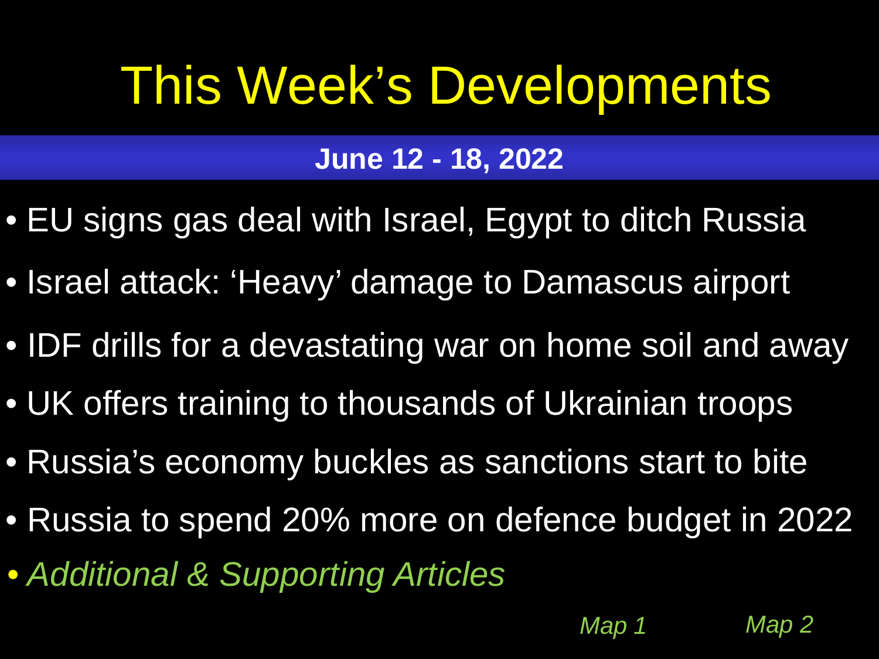# This Week's Developments

**June 12 - 18, 2022**

- EU signs gas deal with Israel, Egypt to ditch Russia
- Israel attack: 'Heavy' damage to Damascus airport
- IDF drills for a devastating war on home soil and away
- UK offers training to thousands of Ukrainian troops
- Russia's economy buckles as sanctions start to bite
- Russia to spend 20% more on defence budget in 2022
- *Additional & Supporting Articles*

*Map 1* *Map 2*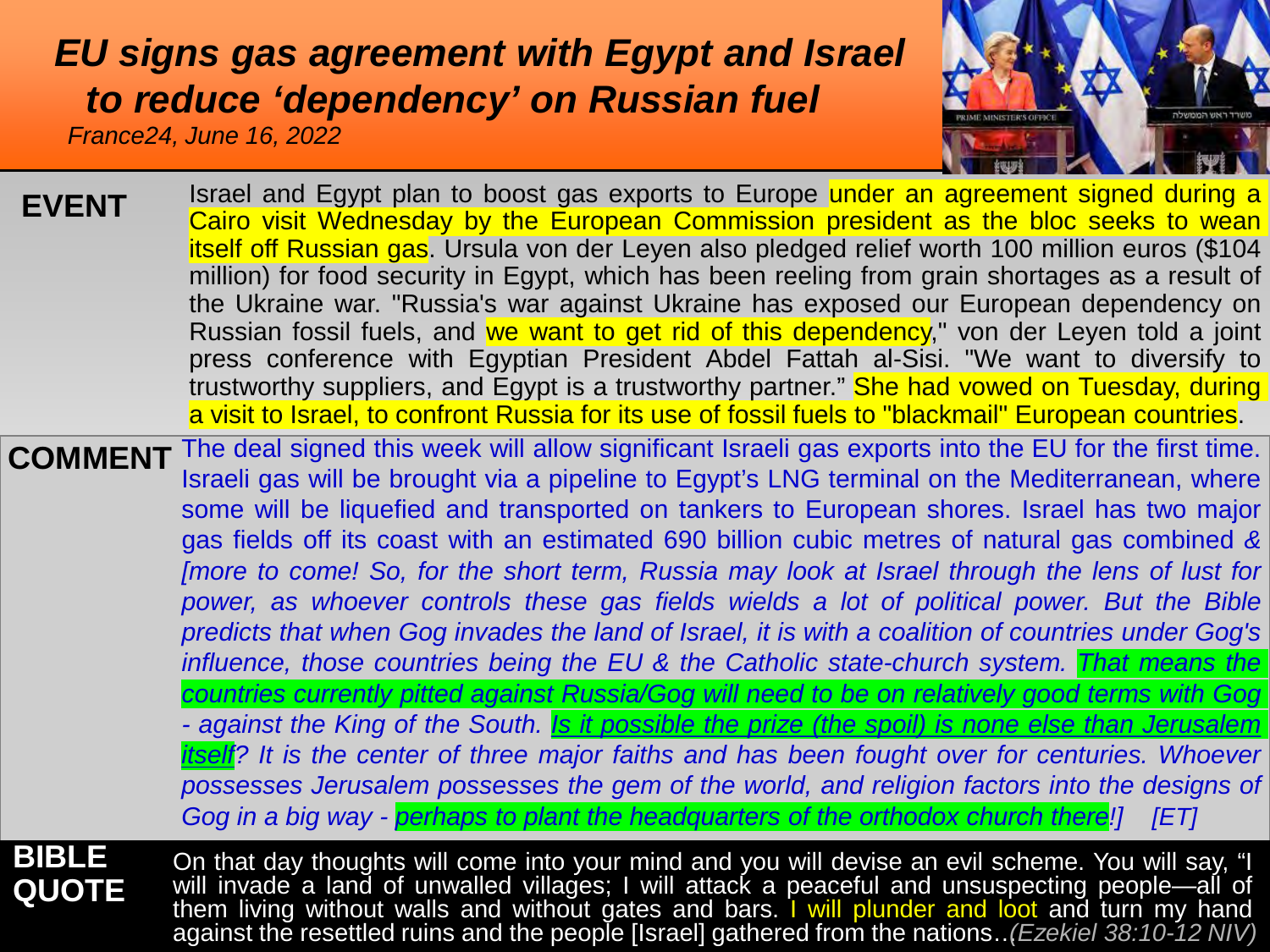# *EU signs gas agreement with Egypt and Israel to reduce 'dependency' on Russian fuel*

*France24, June 16, 2022*

**EVENT**

Israel and Egypt plan to boost gas exports to Europe under an agreement signed during a Cairo visit Wednesday by the European Commission president as the bloc seeks to wean itself off Russian gas. Ursula von der Leyen also pledged relief worth 100 million euros ($104 million) for food security in Egypt, which has been reeling from grain shortages as a result of the Ukraine war. "Russia's war against Ukraine has exposed our European dependency on Russian fossil fuels, and we want to get rid of this dependency," von der Leyen told a joint press conference with Egyptian President Abdel Fattah al-Sisi. "We want to diversify to trustworthy suppliers, and Egypt is a trustworthy partner." She had vowed on Tuesday, during a visit to Israel, to confront Russia for its use of fossil fuels to "blackmail" European countries.

**COMMENT**

The deal signed this week will allow significant Israeli gas exports into the EU for the first time. Israeli gas will be brought via a pipeline to Egypt's LNG terminal on the Mediterranean, where some will be liquefied and transported on tankers to European shores. Israel has two major gas fields off its coast with an estimated 690 billion cubic metres of natural gas combined *& [more to come! So, for the short term, Russia may look at Israel through the lens of lust for power, as whoever controls these gas fields wields a lot of political power. But the Bible predicts that when Gog invades the land of Israel, it is with a coalition of countries under Gog's influence, those countries being the EU & the Catholic state-church system. That means the countries currently pitted against Russia/Gog will need to be on relatively good terms with Gog - against the King of the South. Is it possible the prize (the spoil) is none else than Jerusalem itself? It is the center of three major faiths and has been fought over for centuries. Whoever possesses Jerusalem possesses the gem of the world, and religion factors into the designs of Gog in a big way - perhaps to plant the headquarters of the orthodox church there!] [ET]*

**BIBLE QUOTE**

On that day thoughts will come into your mind and you will devise an evil scheme. You will say, "I will invade a land of unwalled villages; I will attack a peaceful and unsuspecting people—all of them living without walls and without gates and bars. I will plunder and loot and turn my hand against the resettled ruins and the people [Israel] gathered from the nations… *(Ezekiel 38:10-12 NIV)*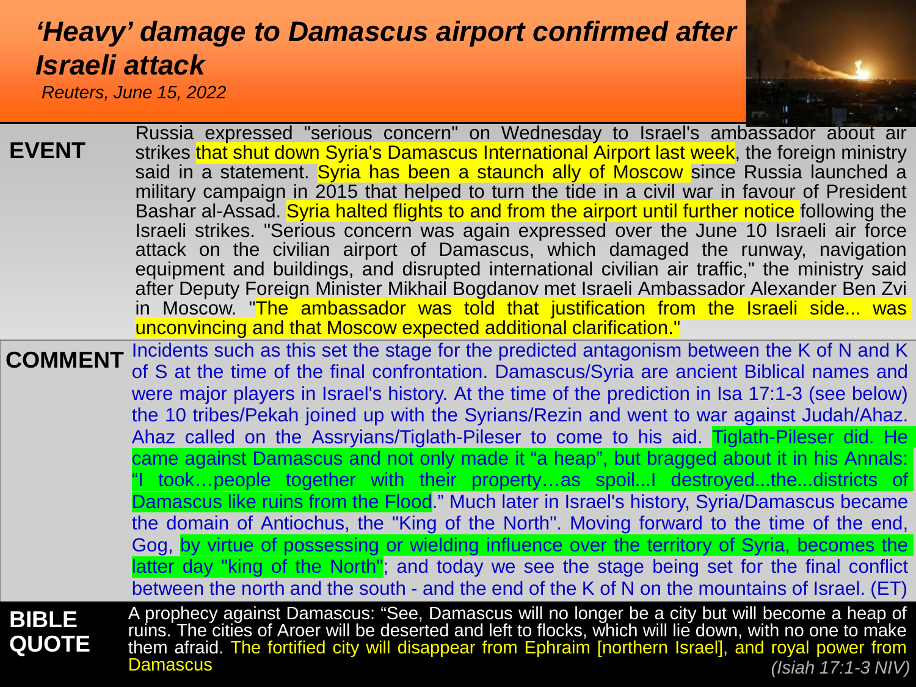# *'Heavy' damage to Damascus airport confirmed after Israeli attack*

*Reuters, June 15, 2022*

**EVENT**

Russia expressed "serious concern" on Wednesday to Israel's ambassador about air strikes that shut down Syria's Damascus International Airport last week, the foreign ministry said in a statement. Syria has been a staunch ally of Moscow since Russia launched a military campaign in 2015 that helped to turn the tide in a civil war in favour of President Bashar al-Assad. Syria halted flights to and from the airport until further notice following the Israeli strikes. "Serious concern was again expressed over the June 10 Israeli air force attack on the civilian airport of Damascus, which damaged the runway, navigation equipment and buildings, and disrupted international civilian air traffic," the ministry said after Deputy Foreign Minister Mikhail Bogdanov met Israeli Ambassador Alexander Ben Zvi in Moscow. "The ambassador was told that justification from the Israeli side... was unconvincing and that Moscow expected additional clarification."

**COMMENT**

Incidents such as this set the stage for the predicted antagonism between the K of N and K of S at the time of the final confrontation. Damascus/Syria are ancient Biblical names and were major players in Israel's history. At the time of the prediction in Isa 17:1-3 (see below) the 10 tribes/Pekah joined up with the Syrians/Rezin and went to war against Judah/Ahaz. Ahaz called on the Assryians/Tiglath-Pileser to come to his aid. Tiglath-Pileser did. He came against Damascus and not only made it "a heap", but bragged about it in his Annals: "I took…people together with their property…as spoil...I destroyed...the...districts of Damascus like ruins from the Flood." Much later in Israel's history, Syria/Damascus became the domain of Antiochus, the "King of the North". Moving forward to the time of the end, Gog, by virtue of possessing or wielding influence over the territory of Syria, becomes the latter day "king of the North"; and today we see the stage being set for the final conflict between the north and the south - and the end of the K of N on the mountains of Israel. (ET)

**BIBLE QUOTE**

A prophecy against Damascus: "See, Damascus will no longer be a city but will become a heap of ruins. The cities of Aroer will be deserted and left to flocks, which will lie down, with no one to make them afraid. The fortified city will disappear from Ephraim [northern Israel], and royal power from Damascus

*(Isiah 17:1-3 NIV)*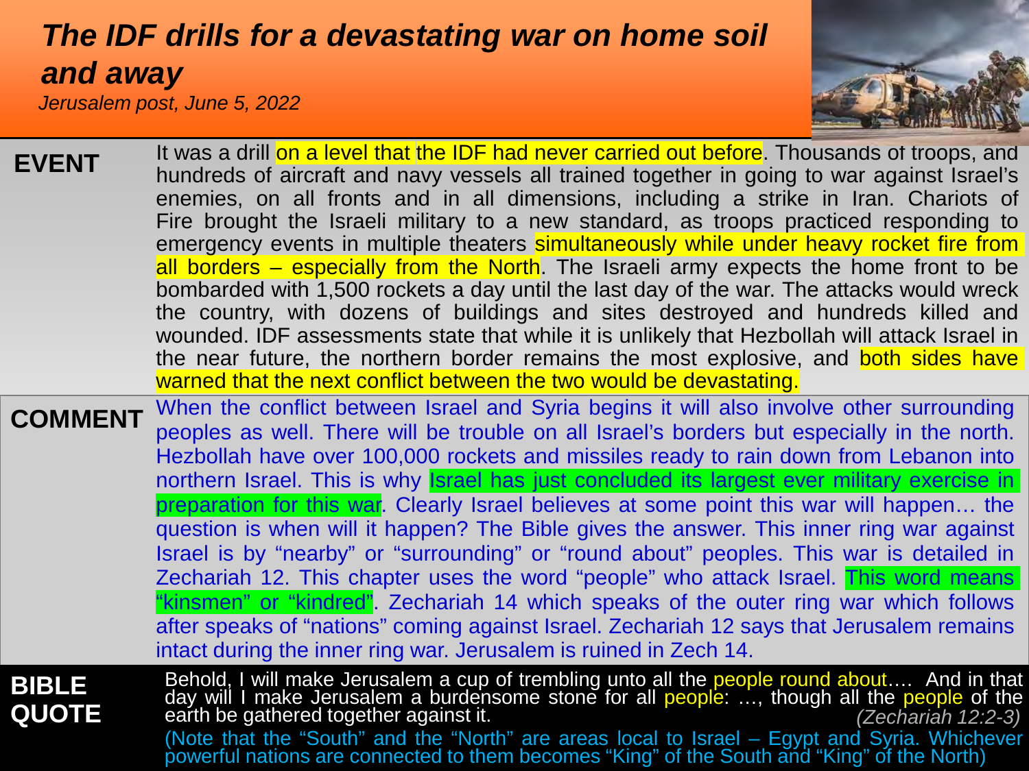# *The IDF drills for a devastating war on home soil and away*

*Jerusalem post, June 5, 2022*

**EVENT**

It was a drill on a level that the IDF had never carried out before. Thousands of troops, and hundreds of aircraft and navy vessels all trained together in going to war against Israel's enemies, on all fronts and in all dimensions, including a strike in Iran. Chariots of Fire brought the Israeli military to a new standard, as troops practiced responding to emergency events in multiple theaters simultaneously while under heavy rocket fire from all borders – especially from the North. The Israeli army expects the home front to be bombarded with 1,500 rockets a day until the last day of the war. The attacks would wreck the country, with dozens of buildings and sites destroyed and hundreds killed and wounded. IDF assessments state that while it is unlikely that Hezbollah will attack Israel in the near future, the northern border remains the most explosive, and both sides have warned that the next conflict between the two would be devastating.

**COMMENT**

When the conflict between Israel and Syria begins it will also involve other surrounding peoples as well. There will be trouble on all Israel's borders but especially in the north. Hezbollah have over 100,000 rockets and missiles ready to rain down from Lebanon into northern Israel. This is why Israel has just concluded its largest ever military exercise in preparation for this war. Clearly Israel believes at some point this war will happen… the question is when will it happen? The Bible gives the answer. This inner ring war against Israel is by "nearby" or "surrounding" or "round about" peoples. This war is detailed in Zechariah 12. This chapter uses the word "people" who attack Israel. This word means "kinsmen" or "kindred". Zechariah 14 which speaks of the outer ring war which follows after speaks of "nations" coming against Israel. Zechariah 12 says that Jerusalem remains intact during the inner ring war. Jerusalem is ruined in Zech 14.

**BIBLE QUOTE**

Behold, I will make Jerusalem a cup of trembling unto all the people round about…. And in that day will I make Jerusalem a burdensome stone for all people: …, though all the people of the earth be gathered together against it. *(Zechariah 12:2-3)*

(Note that the "South" and the "North" are areas local to Israel – Egypt and Syria. Whichever powerful nations are connected to them becomes "King" of the South and "King" of the North)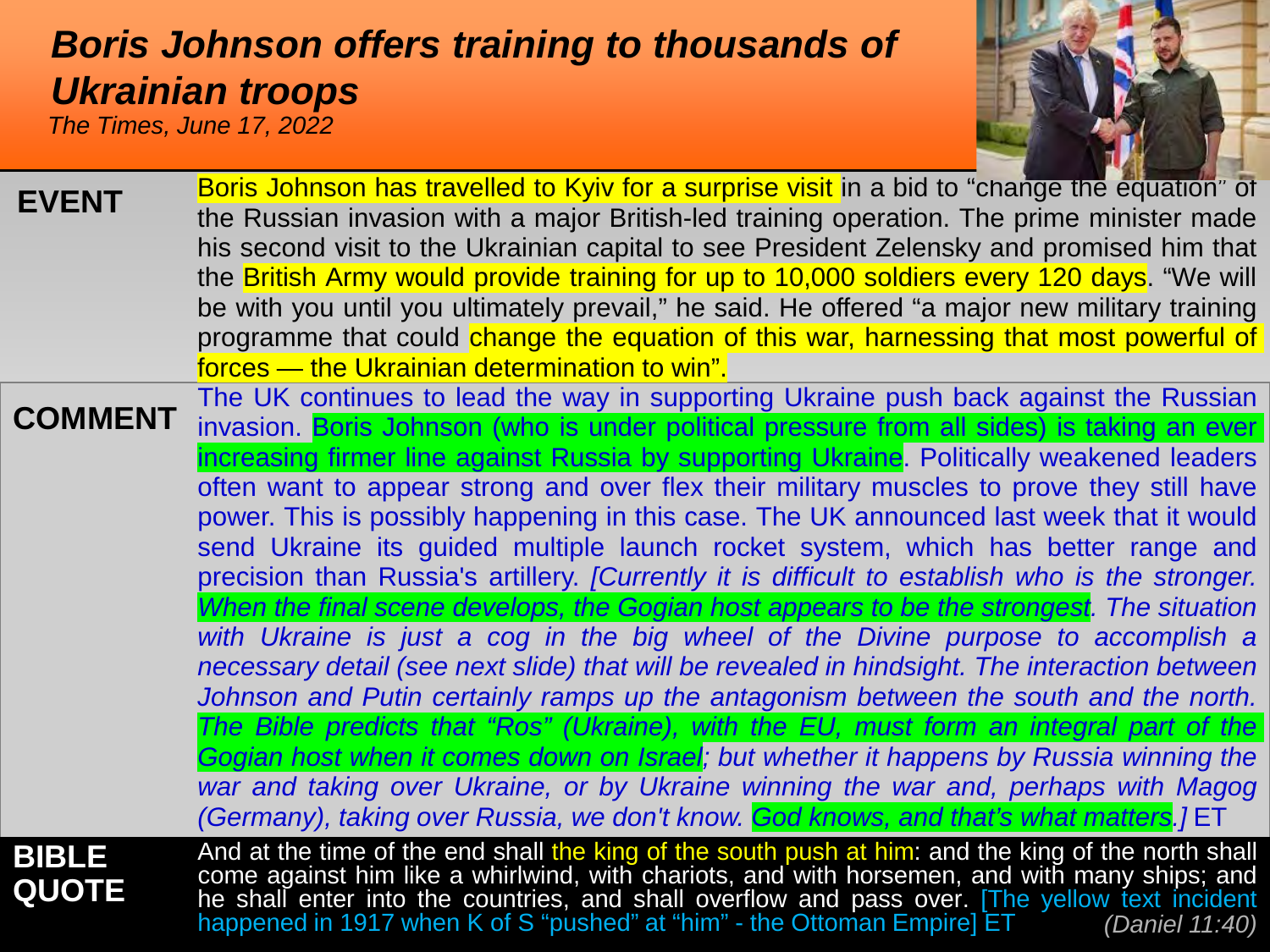# *Boris Johnson offers training to thousands of Ukrainian troops*

*The Times, June 17, 2022*

**EVENT**

Boris Johnson has travelled to Kyiv for a surprise visit in a bid to "change the equation" of the Russian invasion with a major British-led training operation. The prime minister made his second visit to the Ukrainian capital to see President Zelensky and promised him that the British Army would provide training for up to 10,000 soldiers every 120 days. "We will be with you until you ultimately prevail," he said. He offered "a major new military training programme that could change the equation of this war, harnessing that most powerful of forces — the Ukrainian determination to win".

**COMMENT**

The UK continues to lead the way in supporting Ukraine push back against the Russian invasion. Boris Johnson (who is under political pressure from all sides) is taking an ever increasing firmer line against Russia by supporting Ukraine. Politically weakened leaders often want to appear strong and over flex their military muscles to prove they still have power. This is possibly happening in this case. The UK announced last week that it would send Ukraine its guided multiple launch rocket system, which has better range and precision than Russia's artillery. *[Currently it is difficult to establish who is the stronger. When the final scene develops, the Gogian host appears to be the strongest. The situation with Ukraine is just a cog in the big wheel of the Divine purpose to accomplish a necessary detail (see next slide) that will be revealed in hindsight. The interaction between Johnson and Putin certainly ramps up the antagonism between the south and the north. The Bible predicts that "Ros" (Ukraine), with the EU, must form an integral part of the Gogian host when it comes down on Israel; but whether it happens by Russia winning the war and taking over Ukraine, or by Ukraine winning the war and, perhaps with Magog (Germany), taking over Russia, we don't know. God knows, and that's what matters.]* ET

**BIBLE QUOTE**

And at the time of the end shall the king of the south push at him: and the king of the north shall come against him like a whirlwind, with chariots, and with horsemen, and with many ships; and he shall enter into the countries, and shall overflow and pass over. [The yellow text incident happened in 1917 when K of S "pushed" at "him" - the Ottoman Empire] ET *(Daniel 11:40)*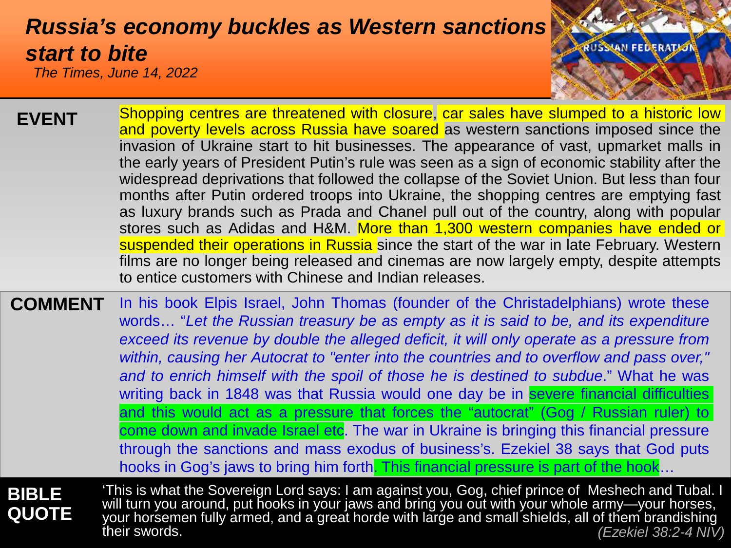# *Russia's economy buckles as Western sanctions start to bite*

*The Times, June 14, 2022*

**EVENT**

Shopping centres are threatened with closure, car sales have slumped to a historic low and poverty levels across Russia have soared as western sanctions imposed since the invasion of Ukraine start to hit businesses. The appearance of vast, upmarket malls in the early years of President Putin's rule was seen as a sign of economic stability after the widespread deprivations that followed the collapse of the Soviet Union. But less than four months after Putin ordered troops into Ukraine, the shopping centres are emptying fast as luxury brands such as Prada and Chanel pull out of the country, along with popular stores such as Adidas and H&M. More than 1,300 western companies have ended or suspended their operations in Russia since the start of the war in late February. Western films are no longer being released and cinemas are now largely empty, despite attempts to entice customers with Chinese and Indian releases.

**COMMENT**

In his book Elpis Israel, John Thomas (founder of the Christadelphians) wrote these words… "*Let the Russian treasury be as empty as it is said to be, and its expenditure exceed its revenue by double the alleged deficit, it will only operate as a pressure from within, causing her Autocrat to "enter into the countries and to overflow and pass over," and to enrich himself with the spoil of those he is destined to subdue*." What he was writing back in 1848 was that Russia would one day be in severe financial difficulties and this would act as a pressure that forces the "autocrat" (Gog / Russian ruler) to come down and invade Israel etc. The war in Ukraine is bringing this financial pressure through the sanctions and mass exodus of business's. Ezekiel 38 says that God puts hooks in Gog's jaws to bring him forth. This financial pressure is part of the hook…

**BIBLE QUOTE**

'This is what the Sovereign Lord says: I am against you, Gog, chief prince of Meshech and Tubal. I will turn you around, put hooks in your jaws and bring you out with your whole army—your horses, your horsemen fully armed, and a great horde with large and small shields, all of them brandishing their swords.

*(Ezekiel 38:2-4 NIV)*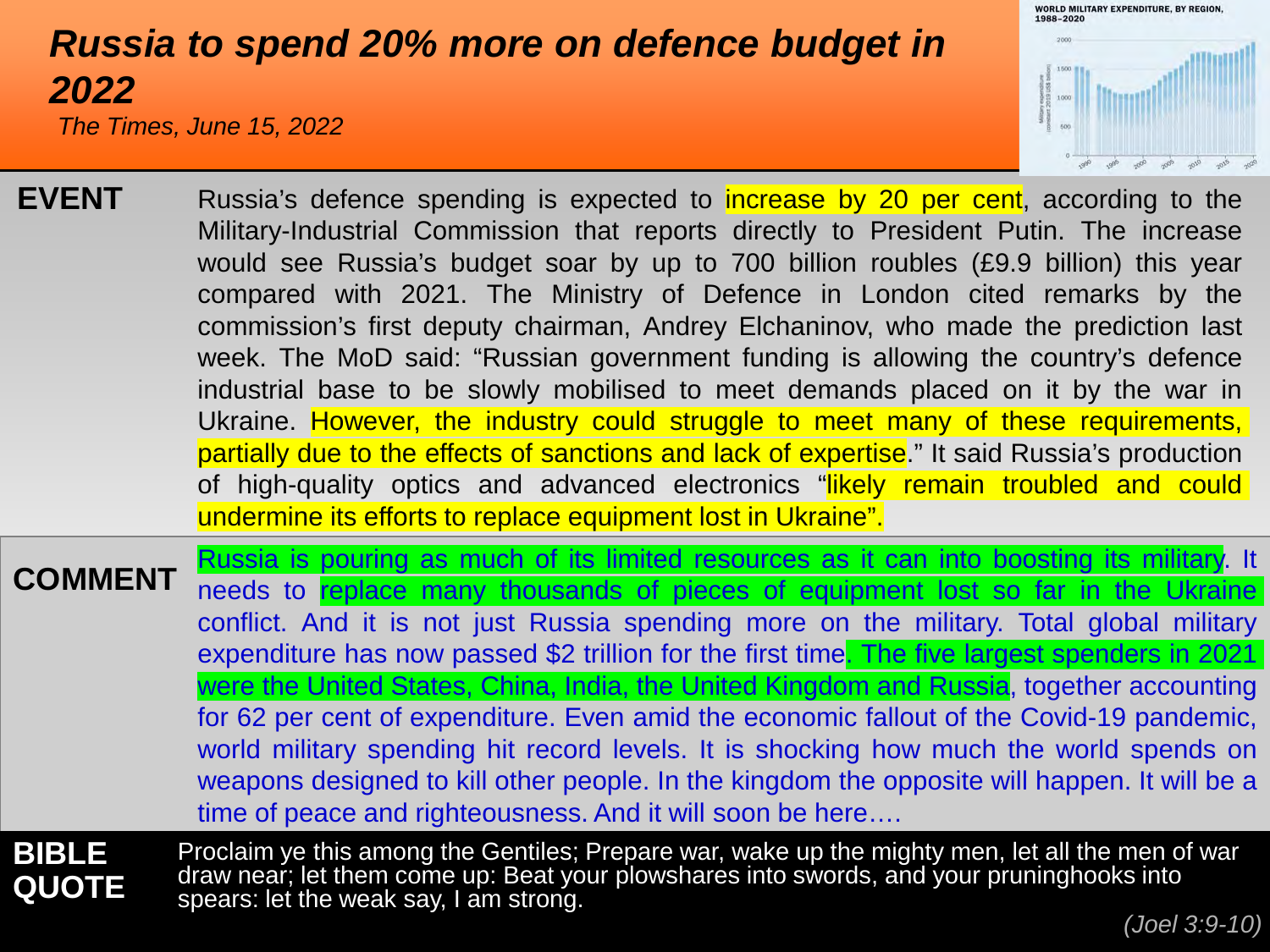# *Russia to spend 20% more on defence budget in 2022*

*The Times, June 15, 2022*

WORLD MILITARY EXPENDITURE, BY REGION, 1988–2020

2000
1500
1000
500
0
1990
1995
2000
2005
2010
2015
2020

**EVENT**

Russia's defence spending is expected to increase by 20 per cent, according to the Military-Industrial Commission that reports directly to President Putin. The increase would see Russia's budget soar by up to 700 billion roubles (£9.9 billion) this year compared with 2021. The Ministry of Defence in London cited remarks by the commission's first deputy chairman, Andrey Elchaninov, who made the prediction last week. The MoD said: "Russian government funding is allowing the country's defence industrial base to be slowly mobilised to meet demands placed on it by the war in Ukraine. However, the industry could struggle to meet many of these requirements, partially due to the effects of sanctions and lack of expertise." It said Russia's production of high-quality optics and advanced electronics "likely remain troubled and could undermine its efforts to replace equipment lost in Ukraine".

**COMMENT**

Russia is pouring as much of its limited resources as it can into boosting its military. It needs to replace many thousands of pieces of equipment lost so far in the Ukraine conflict. And it is not just Russia spending more on the military. Total global military expenditure has now passed $2 trillion for the first time. The five largest spenders in 2021 were the United States, China, India, the United Kingdom and Russia, together accounting for 62 per cent of expenditure. Even amid the economic fallout of the Covid-19 pandemic, world military spending hit record levels. It is shocking how much the world spends on weapons designed to kill other people. In the kingdom the opposite will happen. It will be a time of peace and righteousness. And it will soon be here….

**BIBLE QUOTE**

Proclaim ye this among the Gentiles; Prepare war, wake up the mighty men, let all the men of war draw near; let them come up: Beat your plowshares into swords, and your pruninghooks into spears: let the weak say, I am strong.

*(Joel 3:9-10)*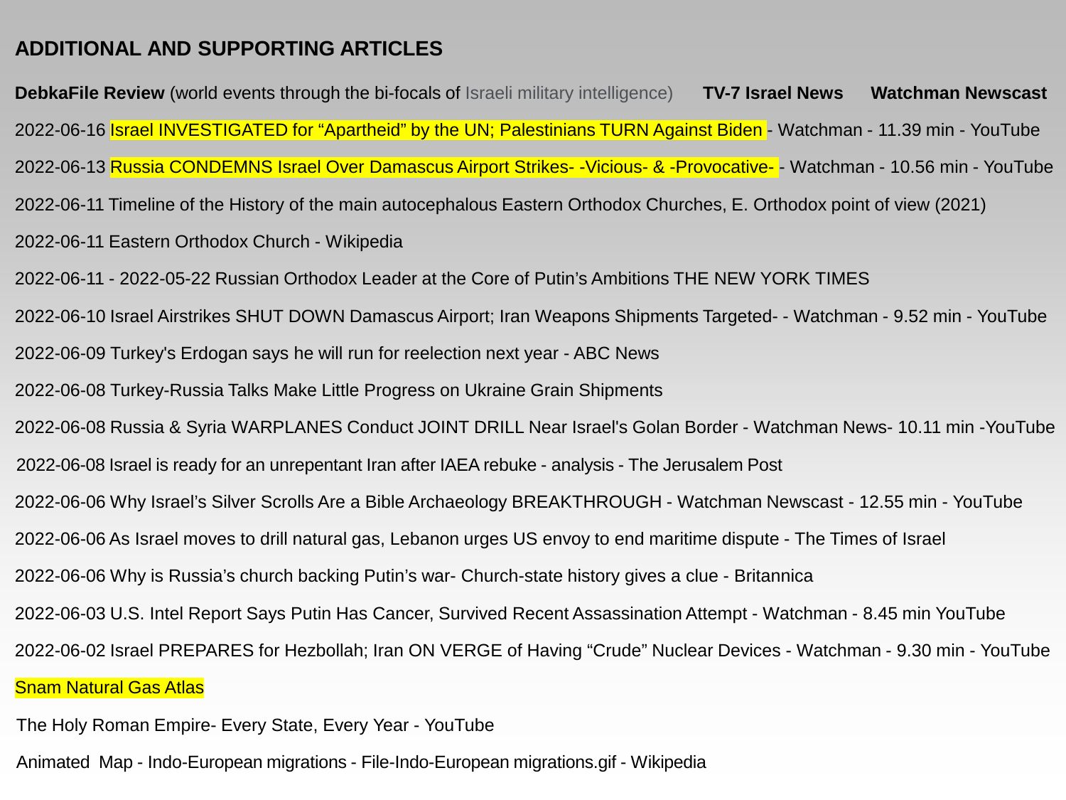## ADDITIONAL AND SUPPORTING ARTICLES

**DebkaFile Review** (world events through the bi-focals of Israeli military intelligence) **TV-7 Israel News** **Watchman Newscast**

2022-06-16 Israel INVESTIGATED for “Apartheid” by the UN; Palestinians TURN Against Biden - Watchman - 11.39 min - YouTube

2022-06-13 Russia CONDEMNS Israel Over Damascus Airport Strikes- -Vicious- & -Provocative- - Watchman - 10.56 min - YouTube

2022-06-11 Timeline of the History of the main autocephalous Eastern Orthodox Churches, E. Orthodox point of view (2021)

2022-06-11 Eastern Orthodox Church - Wikipedia

2022-06-11 - 2022-05-22 Russian Orthodox Leader at the Core of Putin’s Ambitions THE NEW YORK TIMES

2022-06-10 Israel Airstrikes SHUT DOWN Damascus Airport; Iran Weapons Shipments Targeted- - Watchman - 9.52 min - YouTube

2022-06-09 Turkey's Erdogan says he will run for reelection next year - ABC News

2022-06-08 Turkey-Russia Talks Make Little Progress on Ukraine Grain Shipments

2022-06-08 Russia & Syria WARPLANES Conduct JOINT DRILL Near Israel's Golan Border - Watchman News- 10.11 min -YouTube

2022-06-08 Israel is ready for an unrepentant Iran after IAEA rebuke - analysis - The Jerusalem Post

2022-06-06 Why Israel’s Silver Scrolls Are a Bible Archaeology BREAKTHROUGH - Watchman Newscast - 12.55 min - YouTube

2022-06-06 As Israel moves to drill natural gas, Lebanon urges US envoy to end maritime dispute - The Times of Israel

2022-06-06 Why is Russia’s church backing Putin’s war- Church-state history gives a clue - Britannica

2022-06-03 U.S. Intel Report Says Putin Has Cancer, Survived Recent Assassination Attempt - Watchman - 8.45 min YouTube

2022-06-02 Israel PREPARES for Hezbollah; Iran ON VERGE of Having “Crude” Nuclear Devices - Watchman - 9.30 min - YouTube

Snam Natural Gas Atlas

The Holy Roman Empire- Every State, Every Year - YouTube

Animated Map - Indo-European migrations - File-Indo-European migrations.gif - Wikipedia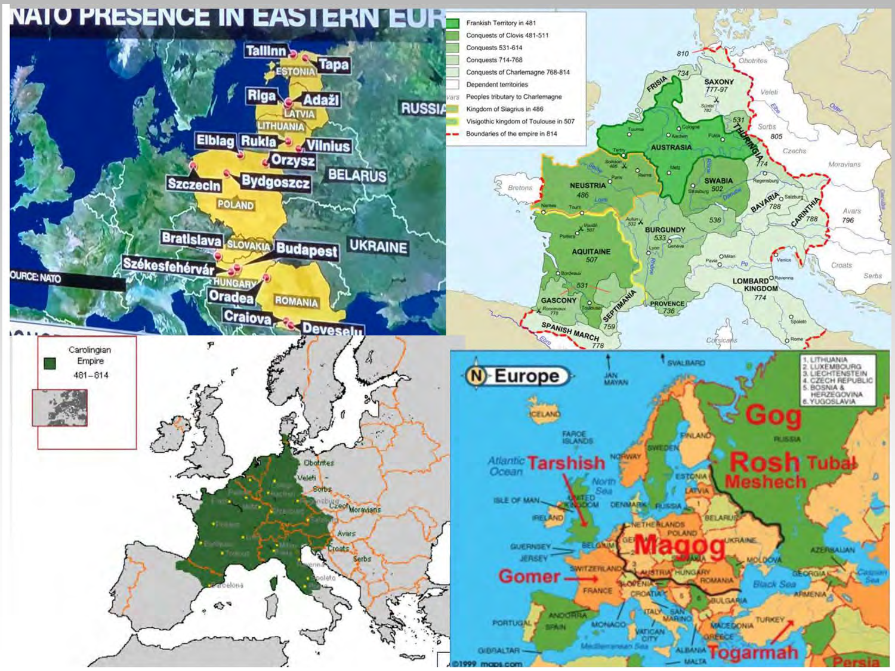NATO PRESENCE IN EASTERN EUR

Tallinn
Tapa
ESTONIA
Riga
Adaži
LATVIA
LITHUANIA
RUSSIA
Elblag
Rukla
Vilnius
Orzysz
BELARUS
Szczecin
Bydgoszcz
POLAND
Bratislava
SLOVAKIA
Budapest
UKRAINE
Székesfehérvár
HUNGARY
Oradea
ROMANIA
Craiova
Deveselu
OURCE: NATO

Frankish Territory in 481
Conquests of Clovis 481-511
Conquests 531-614
Conquests 714-768
Conquests of Charlemagne 768-814
Dependent territories
Peoples tributary to Charlemagne
Kingdom of Siagrius in 486
Visigothic kingdom of Toulouse in 507
Boundaries of the empire in 814

810
734
FRISIA
SAXONY 777-97
Obotrites
Veleti
Sorbs 805
Czechs
Moravians
AUSTRASIA
THURINGIA 531
774
NEUSTRIA 486
Bretons
SWABIA 502
BAVARIA 788
CARINTHIA 788
Avars 796
BURGUNDY 533
536
AQUITAINE 507
531
GASCONY
SEPTIMANIA 759
PROVENCE 736
SPANISH MARCH 778
Croats
Serbs
LOMBARD KINGDOM 774
Corsicans

Carolingian Empire
481–814

Obotrites
Veleti
Sorbs
Czech
Moravians
Avars
Croats
Serbs
Barcelona

Europe

1. LITHUANIA
2. LUXEMBOURG
3. LIECHTENSTEIN
4. CZECH REPUBLIC
5. BOSNIA & HERZEGOVINA
6. YUGOSLAVIA

Gog
Rosh
Tubal
Meshech
Magog
Gomer
Tarshish
Togarmah
Persia

SVALBARD
JAN MAYAN
ICELAND
FAROE ISLANDS
Atlantic Ocean
North Sea
ISLE OF MAN
IRELAND
UNITED KINGDOM
GUERNSEY
JERSEY
NORWAY
SWEDEN
FINLAND
RUSSIA
ESTONIA
LATVIA
DENMARK
BELARUS
NETHERLANDS
POLAND
BELGIUM
UKRAINE
SWITZERLAND
AUSTRIA
HUNGARY
ROMANIA
MOLDOVA
FRANCE
SLOVENIA
CROATIA
BULGARIA
ITALY
SAN MARINO
MONACO
VATICAN CITY
ANDORRA
PORTUGAL
SPAIN
GIBRALTAR
MACEDONIA
ALBANIA
GREECE
MALTA
TURKEY
GEORGIA
ARMENIA
AZERBAIJAN
Black Sea
Caspian Sea
Mediterranean Sea
©1999 maps.com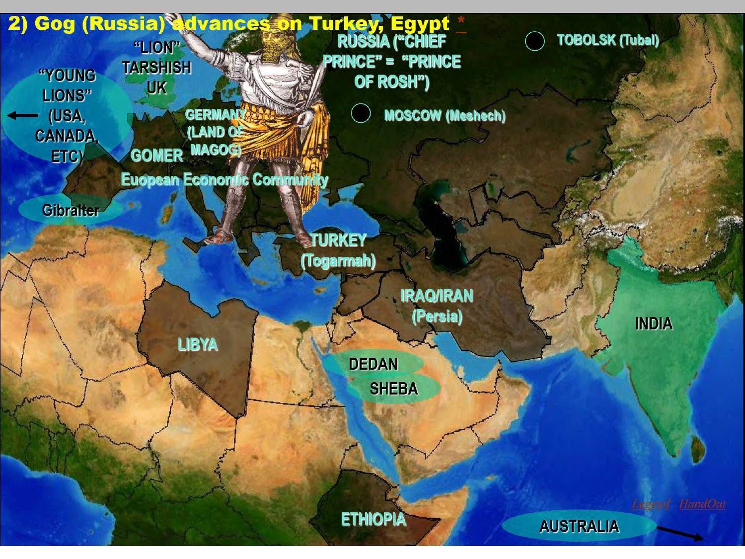## 2) Gog (Russia) advances on Turkey, Egypt *

RUSSIA ("CHIEF PRINCE" = "PRINCE OF ROSH")

TOBOLSK (Tubal)

MOSCOW (Meshech)

"LION" TARSHISH UK

"YOUNG LIONS" (USA, CANADA, ETC)

GERMANY (LAND OF MAGOG)

GOMER

Euopean Economic Community

Gibralter

TURKEY (Togarmah)

IRAQ/IRAN (Persia)

LIBYA

DEDAN

SHEBA

INDIA

ETHIOPIA

AUSTRALIA

Legend HandOut